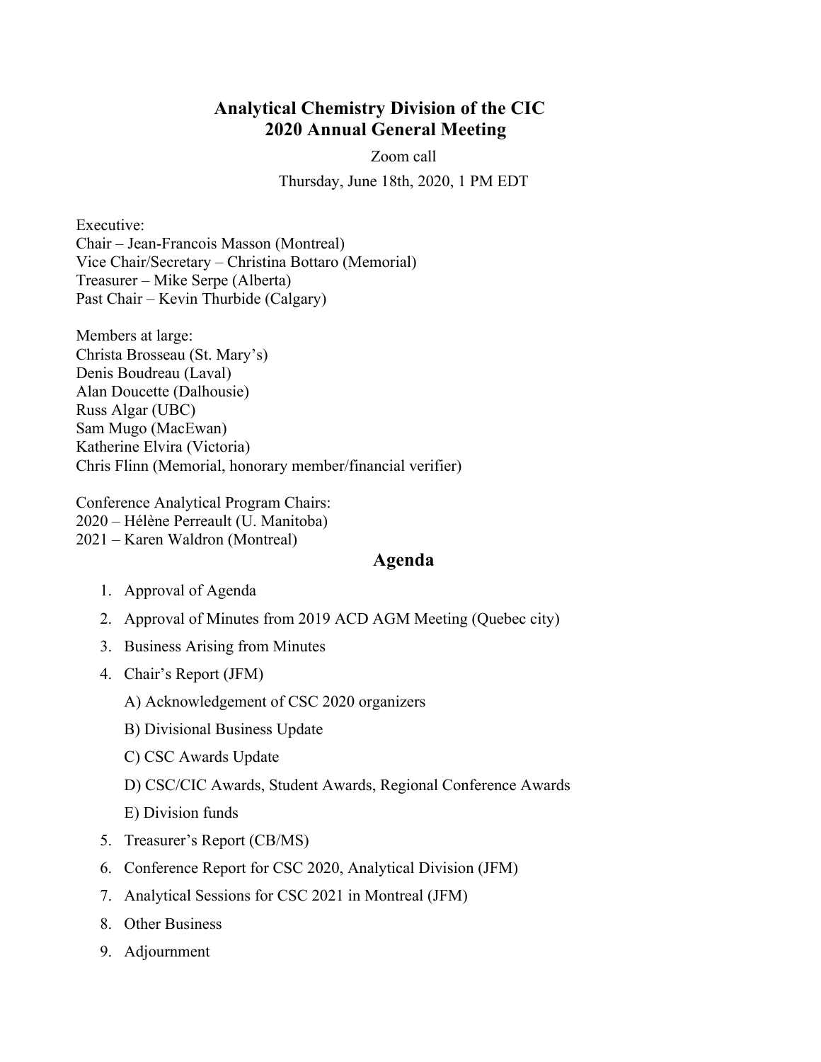# Analytical Chemistry Division of the CIC
# 2020 Annual General Meeting

Zoom call

Thursday, June 18th, 2020, 1 PM EDT

Executive:
Chair – Jean-Francois Masson (Montreal)
Vice Chair/Secretary – Christina Bottaro (Memorial)
Treasurer – Mike Serpe (Alberta)
Past Chair – Kevin Thurbide (Calgary)

Members at large:
Christa Brosseau (St. Mary's)
Denis Boudreau (Laval)
Alan Doucette (Dalhousie)
Russ Algar (UBC)
Sam Mugo (MacEwan)
Katherine Elvira (Victoria)
Chris Flinn (Memorial, honorary member/financial verifier)

Conference Analytical Program Chairs:
2020 – Hélène Perreault (U. Manitoba)
2021 – Karen Waldron (Montreal)

## Agenda

1. Approval of Agenda
2. Approval of Minutes from 2019 ACD AGM Meeting (Quebec city)
3. Business Arising from Minutes
4. Chair's Report (JFM)
   - A) Acknowledgement of CSC 2020 organizers
   - B) Divisional Business Update
   - C) CSC Awards Update
   - D) CSC/CIC Awards, Student Awards, Regional Conference Awards
   - E) Division funds
5. Treasurer's Report (CB/MS)
6. Conference Report for CSC 2020, Analytical Division (JFM)
7. Analytical Sessions for CSC 2021 in Montreal (JFM)
8. Other Business
9. Adjournment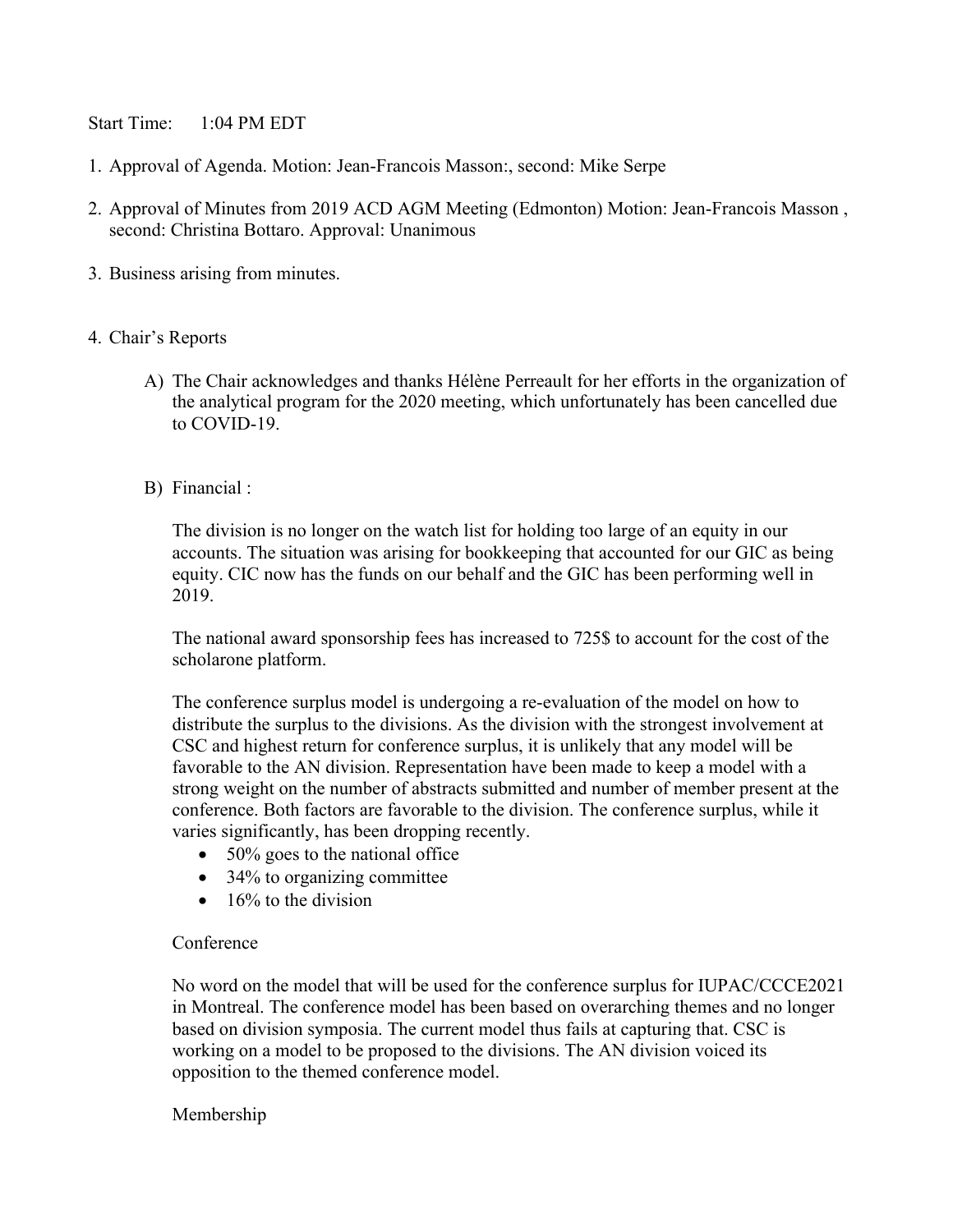Start Time: 1:04 PM EDT

1. Approval of Agenda. Motion: Jean-Francois Masson:, second: Mike Serpe

2. Approval of Minutes from 2019 ACD AGM Meeting (Edmonton) Motion: Jean-Francois Masson , second: Christina Bottaro. Approval: Unanimous

3. Business arising from minutes.

4. Chair's Reports

   A) The Chair acknowledges and thanks Hélène Perreault for her efforts in the organization of the analytical program for the 2020 meeting, which unfortunately has been cancelled due to COVID-19.

   B) Financial :

      The division is no longer on the watch list for holding too large of an equity in our accounts. The situation was arising for bookkeeping that accounted for our GIC as being equity. CIC now has the funds on our behalf and the GIC has been performing well in 2019.

      The national award sponsorship fees has increased to 725$ to account for the cost of the scholarone platform.

      The conference surplus model is undergoing a re-evaluation of the model on how to distribute the surplus to the divisions. As the division with the strongest involvement at CSC and highest return for conference surplus, it is unlikely that any model will be favorable to the AN division. Representation have been made to keep a model with a strong weight on the number of abstracts submitted and number of member present at the conference. Both factors are favorable to the division. The conference surplus, while it varies significantly, has been dropping recently.

      - 50% goes to the national office
      - 34% to organizing committee
      - 16% to the division

      Conference

      No word on the model that will be used for the conference surplus for IUPAC/CCCE2021 in Montreal. The conference model has been based on overarching themes and no longer based on division symposia. The current model thus fails at capturing that. CSC is working on a model to be proposed to the divisions. The AN division voiced its opposition to the themed conference model.

      Membership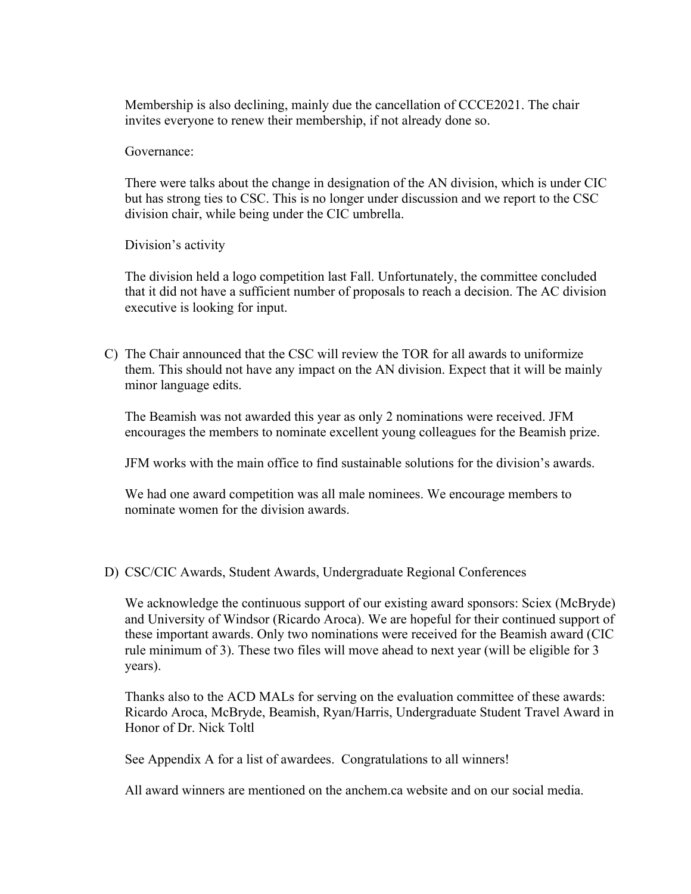Membership is also declining, mainly due the cancellation of CCCE2021. The chair invites everyone to renew their membership, if not already done so.

Governance:

There were talks about the change in designation of the AN division, which is under CIC but has strong ties to CSC. This is no longer under discussion and we report to the CSC division chair, while being under the CIC umbrella.

Division's activity

The division held a logo competition last Fall. Unfortunately, the committee concluded that it did not have a sufficient number of proposals to reach a decision. The AC division executive is looking for input.

C) The Chair announced that the CSC will review the TOR for all awards to uniformize them. This should not have any impact on the AN division. Expect that it will be mainly minor language edits.

   The Beamish was not awarded this year as only 2 nominations were received. JFM encourages the members to nominate excellent young colleagues for the Beamish prize.

   JFM works with the main office to find sustainable solutions for the division's awards.

   We had one award competition was all male nominees. We encourage members to nominate women for the division awards.

D) CSC/CIC Awards, Student Awards, Undergraduate Regional Conferences

   We acknowledge the continuous support of our existing award sponsors: Sciex (McBryde) and University of Windsor (Ricardo Aroca). We are hopeful for their continued support of these important awards. Only two nominations were received for the Beamish award (CIC rule minimum of 3). These two files will move ahead to next year (will be eligible for 3 years).

   Thanks also to the ACD MALs for serving on the evaluation committee of these awards: Ricardo Aroca, McBryde, Beamish, Ryan/Harris, Undergraduate Student Travel Award in Honor of Dr. Nick Toltl

   See Appendix A for a list of awardees. Congratulations to all winners!

   All award winners are mentioned on the anchem.ca website and on our social media.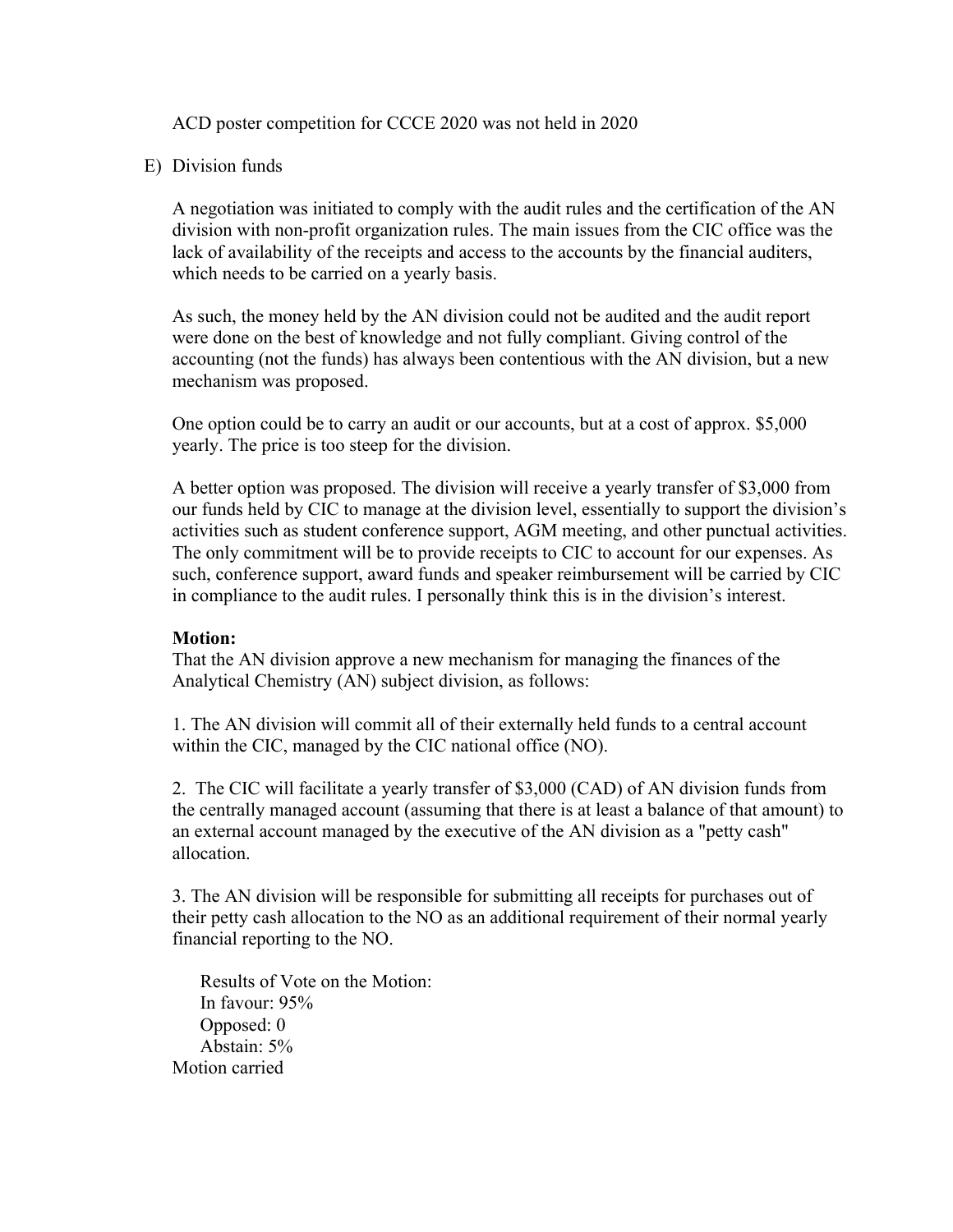ACD poster competition for CCCE 2020 was not held in 2020

E) Division funds

A negotiation was initiated to comply with the audit rules and the certification of the AN division with non-profit organization rules. The main issues from the CIC office was the lack of availability of the receipts and access to the accounts by the financial auditers, which needs to be carried on a yearly basis.

As such, the money held by the AN division could not be audited and the audit report were done on the best of knowledge and not fully compliant. Giving control of the accounting (not the funds) has always been contentious with the AN division, but a new mechanism was proposed.

One option could be to carry an audit or our accounts, but at a cost of approx. $5,000 yearly. The price is too steep for the division.

A better option was proposed. The division will receive a yearly transfer of $3,000 from our funds held by CIC to manage at the division level, essentially to support the division's activities such as student conference support, AGM meeting, and other punctual activities. The only commitment will be to provide receipts to CIC to account for our expenses. As such, conference support, award funds and speaker reimbursement will be carried by CIC in compliance to the audit rules. I personally think this is in the division's interest.

**Motion:**
That the AN division approve a new mechanism for managing the finances of the Analytical Chemistry (AN) subject division, as follows:

1. The AN division will commit all of their externally held funds to a central account within the CIC, managed by the CIC national office (NO).

2. The CIC will facilitate a yearly transfer of $3,000 (CAD) of AN division funds from the centrally managed account (assuming that there is at least a balance of that amount) to an external account managed by the executive of the AN division as a "petty cash" allocation.

3. The AN division will be responsible for submitting all receipts for purchases out of their petty cash allocation to the NO as an additional requirement of their normal yearly financial reporting to the NO.

Results of Vote on the Motion:
In favour: 95%
Opposed: 0
Abstain: 5%

Motion carried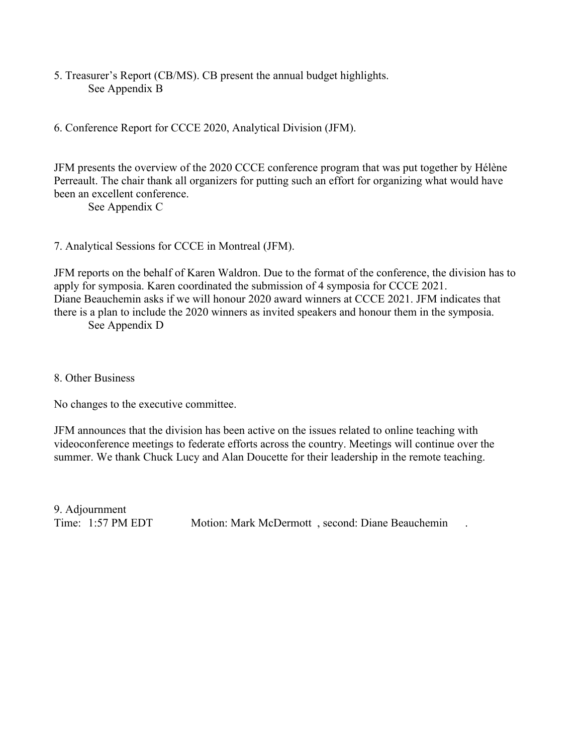5. Treasurer's Report (CB/MS). CB present the annual budget highlights.
   See Appendix B

6. Conference Report for CCCE 2020, Analytical Division (JFM).

JFM presents the overview of the 2020 CCCE conference program that was put together by Hélène Perreault. The chair thank all organizers for putting such an effort for organizing what would have been an excellent conference.
   See Appendix C

7. Analytical Sessions for CCCE in Montreal (JFM).

JFM reports on the behalf of Karen Waldron. Due to the format of the conference, the division has to apply for symposia. Karen coordinated the submission of 4 symposia for CCCE 2021.
Diane Beauchemin asks if we will honour 2020 award winners at CCCE 2021. JFM indicates that there is a plan to include the 2020 winners as invited speakers and honour them in the symposia.
   See Appendix D

8. Other Business

No changes to the executive committee.

JFM announces that the division has been active on the issues related to online teaching with videoconference meetings to federate efforts across the country. Meetings will continue over the summer. We thank Chuck Lucy and Alan Doucette for their leadership in the remote teaching.

9. Adjournment
Time: 1:57 PM EDT    Motion: Mark McDermott , second: Diane Beauchemin .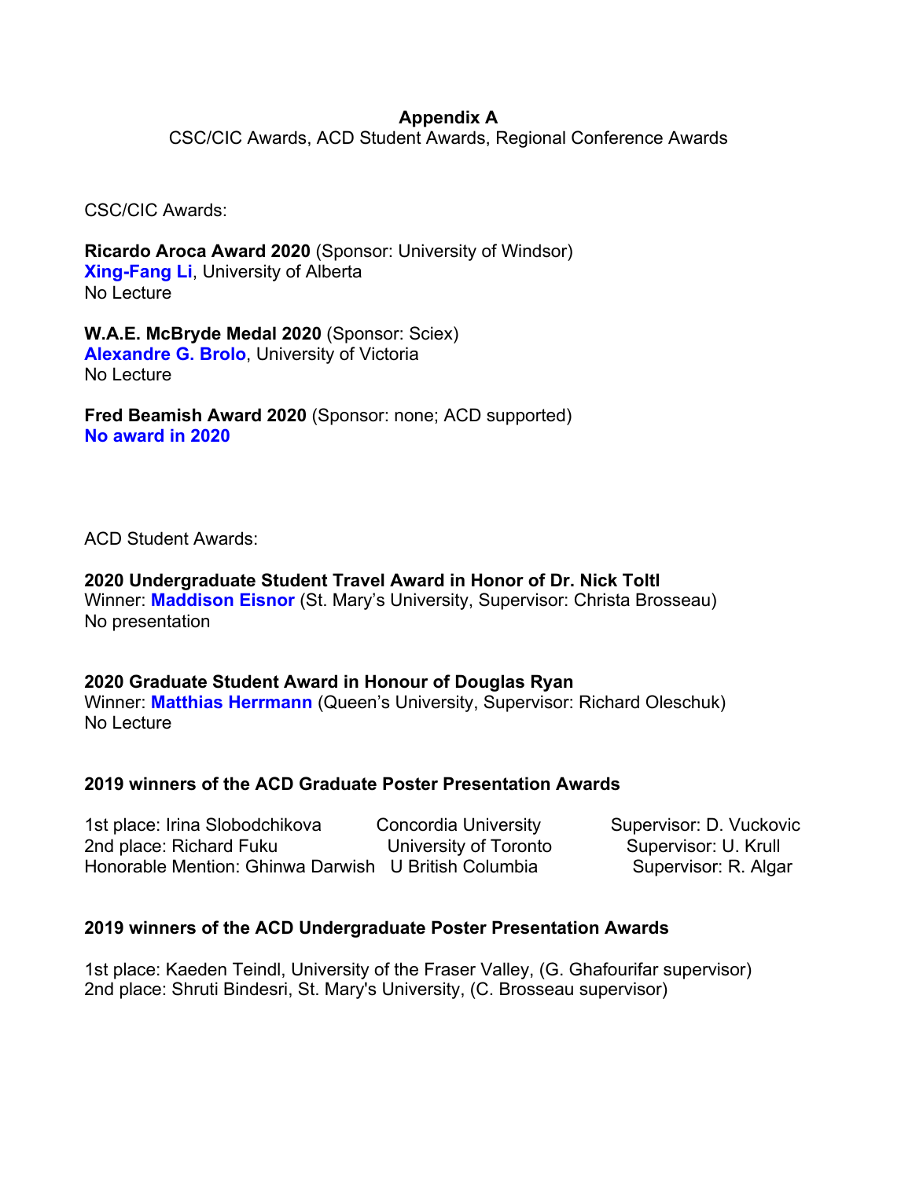# Appendix A

CSC/CIC Awards, ACD Student Awards, Regional Conference Awards

CSC/CIC Awards:

**Ricardo Aroca Award 2020** (Sponsor: University of Windsor)
**Xing-Fang Li**, University of Alberta
No Lecture

**W.A.E. McBryde Medal 2020** (Sponsor: Sciex)
**Alexandre G. Brolo**, University of Victoria
No Lecture

**Fred Beamish Award 2020** (Sponsor: none; ACD supported)
**No award in 2020**

ACD Student Awards:

**2020 Undergraduate Student Travel Award in Honor of Dr. Nick Toltl**
Winner: **Maddison Eisnor** (St. Mary's University, Supervisor: Christa Brosseau)
No presentation

**2020 Graduate Student Award in Honour of Douglas Ryan**
Winner: **Matthias Herrmann** (Queen's University, Supervisor: Richard Oleschuk)
No Lecture

**2019 winners of the ACD Graduate Poster Presentation Awards**

| | | |
|---|---|---|
| 1st place: Irina Slobodchikova | Concordia University | Supervisor: D. Vuckovic |
| 2nd place: Richard Fuku | University of Toronto | Supervisor: U. Krull |
| Honorable Mention: Ghinwa Darwish | U British Columbia | Supervisor: R. Algar |

**2019 winners of the ACD Undergraduate Poster Presentation Awards**

1st place: Kaeden Teindl, University of the Fraser Valley, (G. Ghafourifar supervisor)
2nd place: Shruti Bindesri, St. Mary's University, (C. Brosseau supervisor)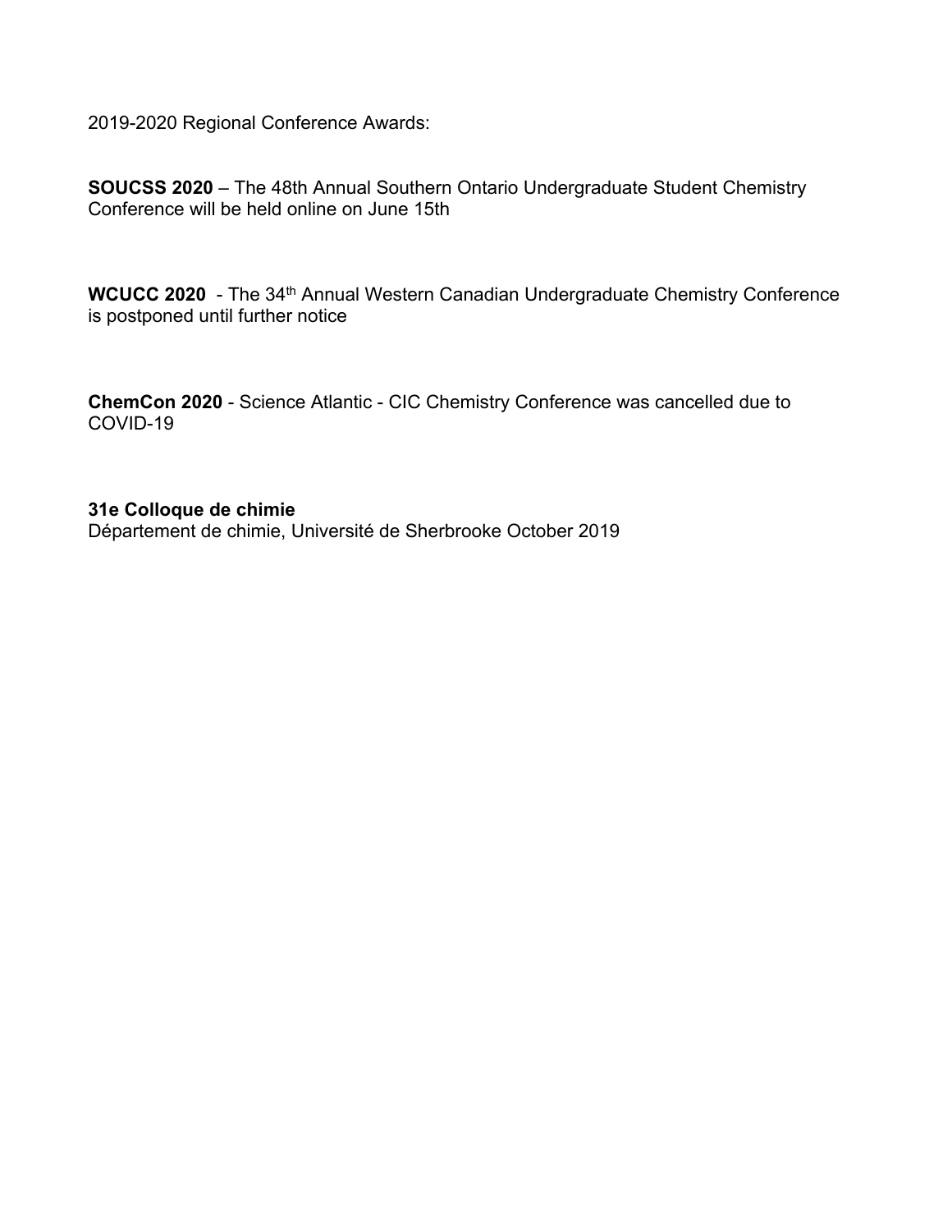2019-2020 Regional Conference Awards:

**SOUCSS 2020** – The 48th Annual Southern Ontario Undergraduate Student Chemistry Conference will be held online on June 15th

**WCUCC 2020** - The 34th Annual Western Canadian Undergraduate Chemistry Conference is postponed until further notice

**ChemCon 2020** - Science Atlantic - CIC Chemistry Conference was cancelled due to COVID-19

**31e Colloque de chimie**
Département de chimie, Université de Sherbrooke October 2019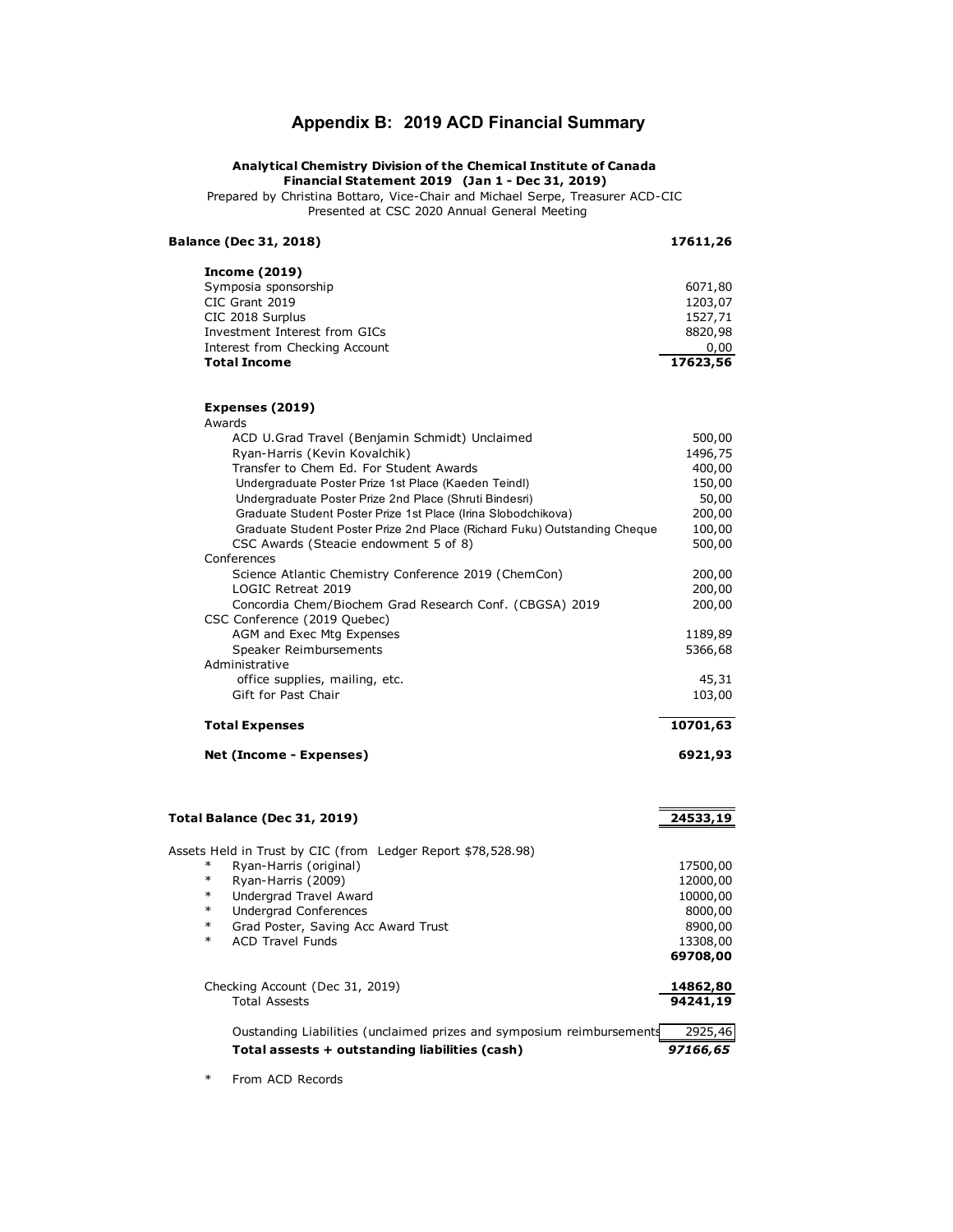# Appendix B: 2019 ACD Financial Summary

**Analytical Chemistry Division of the Chemical Institute of Canada**
**Financial Statement 2019 (Jan 1 - Dec 31, 2019)**
Prepared by Christina Bottaro, Vice-Chair and Michael Serpe, Treasurer ACD-CIC
Presented at CSC 2020 Annual General Meeting

| | |
|---|---|
| **Balance (Dec 31, 2018)** | **17611,26** |
| **Income (2019)** | |
| Symposia sponsorship | 6071,80 |
| CIC Grant 2019 | 1203,07 |
| CIC 2018 Surplus | 1527,71 |
| Investment Interest from GICs | 8820,98 |
| Interest from Checking Account | 0,00 |
| **Total Income** | **17623,56** |
| **Expenses (2019)** | |
| Awards | |
| ACD U.Grad Travel (Benjamin Schmidt) Unclaimed | 500,00 |
| Ryan-Harris (Kevin Kovalchik) | 1496,75 |
| Transfer to Chem Ed. For Student Awards | 400,00 |
| Undergraduate Poster Prize 1st Place (Kaeden Teindl) | 150,00 |
| Undergraduate Poster Prize 2nd Place (Shruti Bindesri) | 50,00 |
| Graduate Student Poster Prize 1st Place (Irina Slobodchikova) | 200,00 |
| Graduate Student Poster Prize 2nd Place (Richard Fuku) Outstanding Cheque | 100,00 |
| CSC Awards (Steacie endowment 5 of 8) | 500,00 |
| Conferences | |
| Science Atlantic Chemistry Conference 2019 (ChemCon) | 200,00 |
| LOGIC Retreat 2019 | 200,00 |
| Concordia Chem/Biochem Grad Research Conf. (CBGSA) 2019 | 200,00 |
| CSC Conference (2019 Quebec) | |
| AGM and Exec Mtg Expenses | 1189,89 |
| Speaker Reimbursements | 5366,68 |
| Administrative | |
| office supplies, mailing, etc. | 45,31 |
| Gift for Past Chair | 103,00 |
| **Total Expenses** | **10701,63** |
| **Net (Income - Expenses)** | **6921,93** |
| **Total Balance (Dec 31, 2019)** | **24533,19** |
| Assets Held in Trust by CIC (from Ledger Report $78,528.98) | |
| * Ryan-Harris (original) | 17500,00 |
| * Ryan-Harris (2009) | 12000,00 |
| * Undergrad Travel Award | 10000,00 |
| * Undergrad Conferences | 8000,00 |
| * Grad Poster, Saving Acc Award Trust | 8900,00 |
| * ACD Travel Funds | 13308,00 |
| | **69708,00** |
| Checking Account (Dec 31, 2019) | **14862,80** |
| Total Assests | **94241,19** |
| Oustanding Liabilities (unclaimed prizes and symposium reimbursements | 2925,46 |
| **Total assests + outstanding liabilities (cash)** | ***97166,65*** |

\* From ACD Records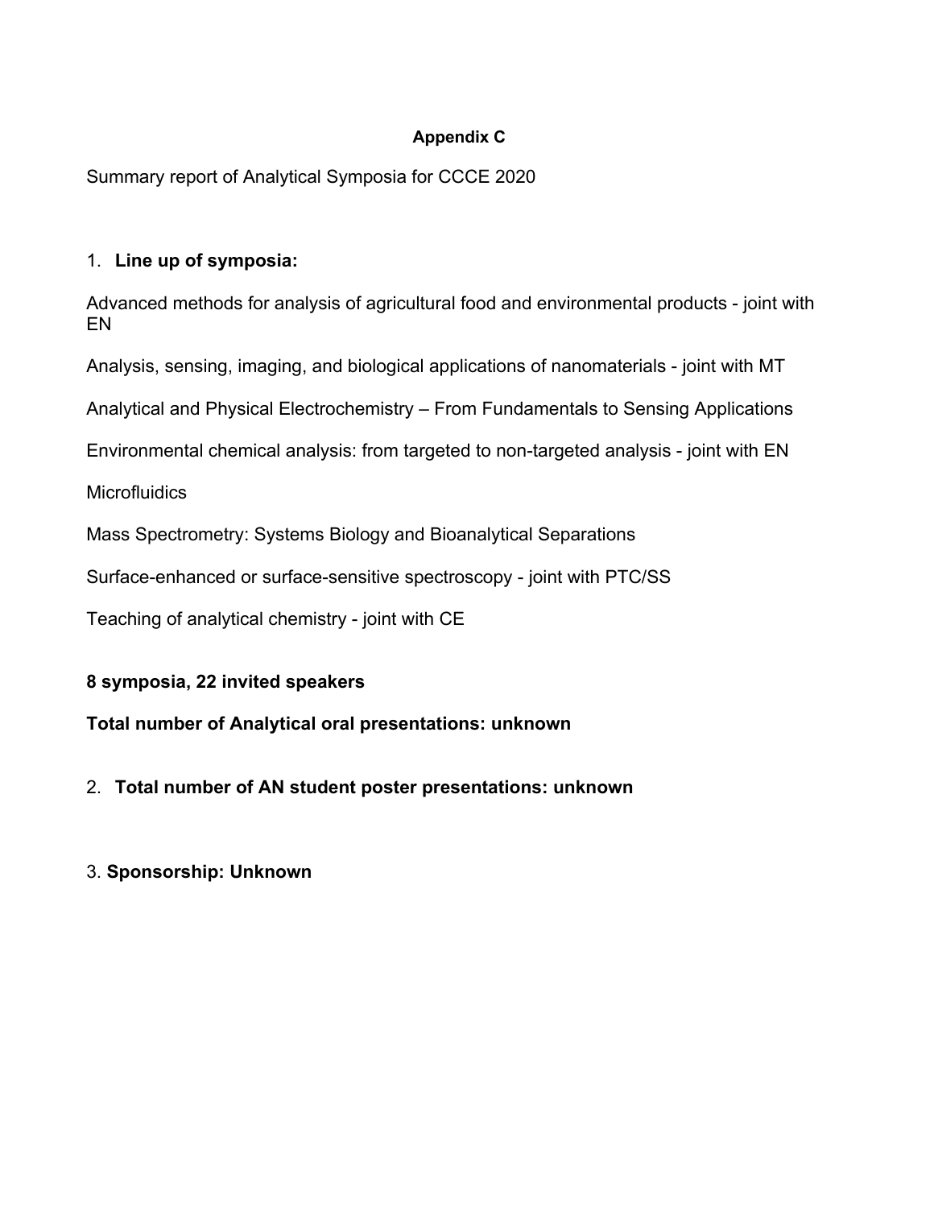**Appendix C**

Summary report of Analytical Symposia for CCCE 2020

1. **Line up of symposia:**

Advanced methods for analysis of agricultural food and environmental products - joint with EN

Analysis, sensing, imaging, and biological applications of nanomaterials - joint with MT

Analytical and Physical Electrochemistry – From Fundamentals to Sensing Applications

Environmental chemical analysis: from targeted to non-targeted analysis - joint with EN

Microfluidics

Mass Spectrometry: Systems Biology and Bioanalytical Separations

Surface-enhanced or surface-sensitive spectroscopy - joint with PTC/SS

Teaching of analytical chemistry - joint with CE

**8 symposia, 22 invited speakers**

**Total number of Analytical oral presentations: unknown**

2. **Total number of AN student poster presentations: unknown**

3. **Sponsorship: Unknown**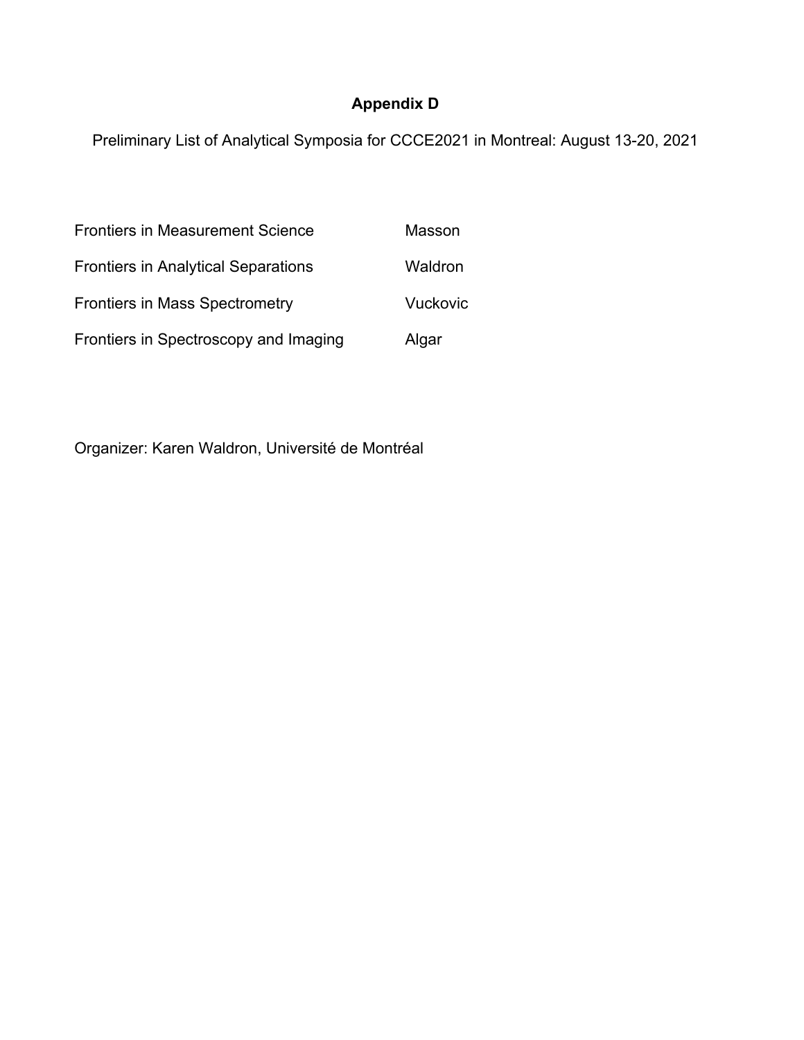# Appendix D

Preliminary List of Analytical Symposia for CCCE2021 in Montreal: August 13-20, 2021

| | |
|---|---|
| Frontiers in Measurement Science | Masson |
| Frontiers in Analytical Separations | Waldron |
| Frontiers in Mass Spectrometry | Vuckovic |
| Frontiers in Spectroscopy and Imaging | Algar |

Organizer: Karen Waldron, Université de Montréal